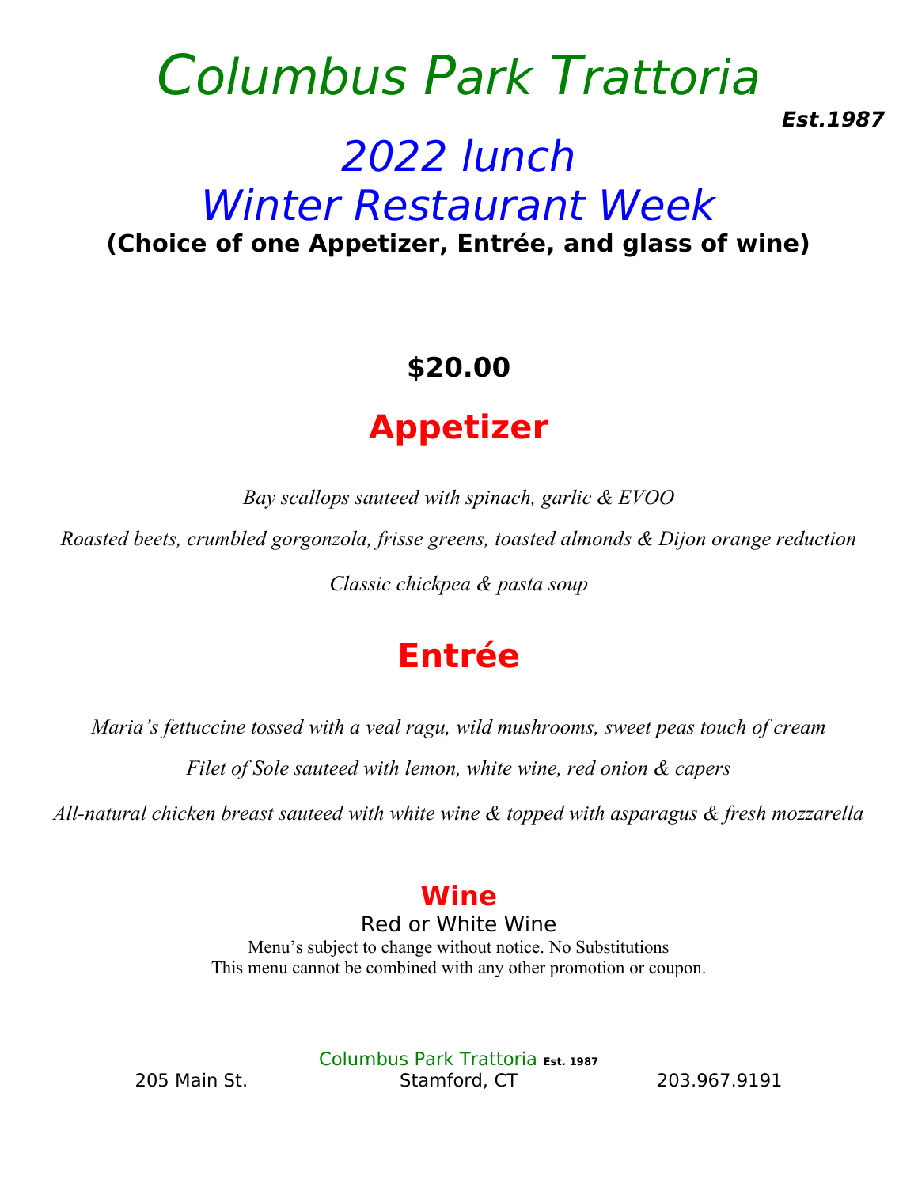# Columbus Park Trattoria

***Est.1987***

## 2022 lunch
## Winter Restaurant Week

**(Choice of one Appetizer, Entrée, and glass of wine)**

**$20.00**

## Appetizer

*Bay scallops sauteed with spinach, garlic & EVOO*

*Roasted beets, crumbled gorgonzola, frisse greens, toasted almonds & Dijon orange reduction*

*Classic chickpea & pasta soup*

## Entrée

*Maria's fettuccine tossed with a veal ragu, wild mushrooms, sweet peas touch of cream*

*Filet of Sole sauteed with lemon, white wine, red onion & capers*

*All-natural chicken breast sauteed with white wine & topped with asparagus & fresh mozzarella*

## Wine

Red or White Wine

Menu's subject to change without notice. No Substitutions

This menu cannot be combined with any other promotion or coupon.

Columbus Park Trattoria **Est. 1987**

205 Main St. Stamford, CT 203.967.9191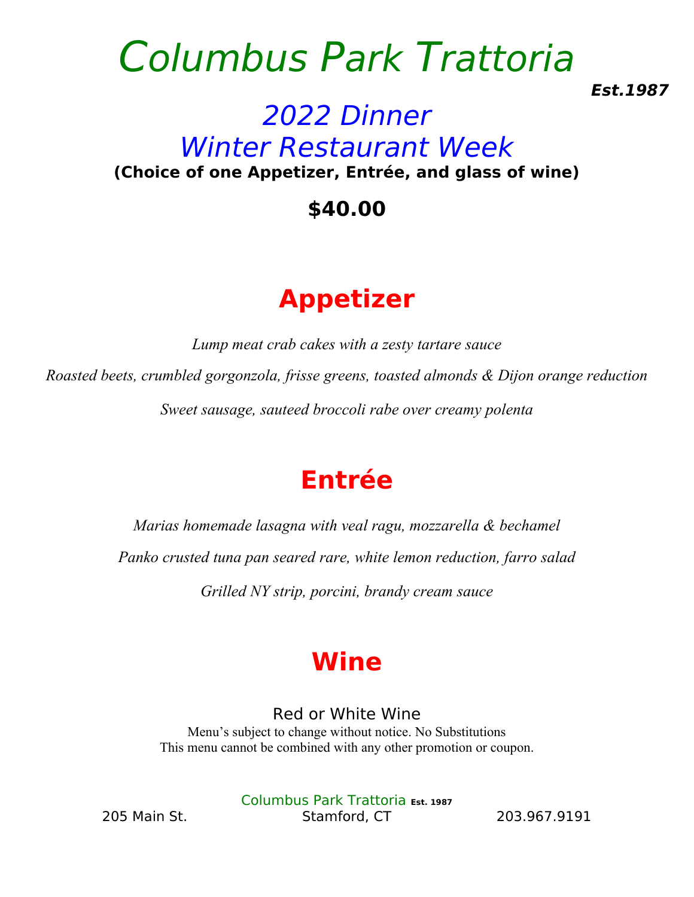# Columbus Park Trattoria

***Est.1987***

## *2022 Dinner*
## *Winter Restaurant Week*

**(Choice of one Appetizer, Entrée, and glass of wine)**

**$40.00**

## Appetizer

*Lump meat crab cakes with a zesty tartare sauce*

*Roasted beets, crumbled gorgonzola, frisse greens, toasted almonds & Dijon orange reduction*

*Sweet sausage, sauteed broccoli rabe over creamy polenta*

## Entrée

*Marias homemade lasagna with veal ragu, mozzarella & bechamel*

*Panko crusted tuna pan seared rare, white lemon reduction, farro salad*

*Grilled NY strip, porcini, brandy cream sauce*

## Wine

Red or White Wine

Menu's subject to change without notice. No Substitutions

This menu cannot be combined with any other promotion or coupon.

Columbus Park Trattoria **Est. 1987**

205 Main St. Stamford, CT 203.967.9191